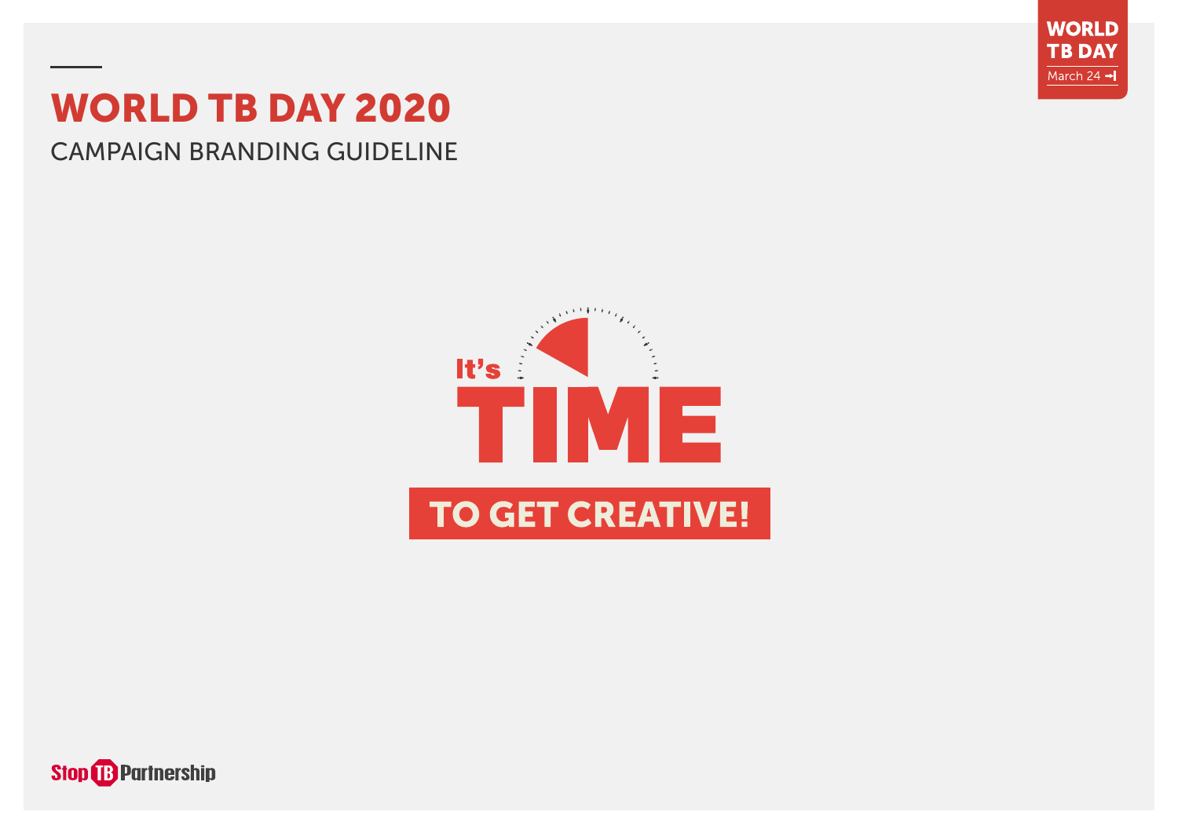# WORLD TB DAY 2020

## CAMPAIGN BRANDING GUIDELINE

It's TIME

TO GET CREATIVE!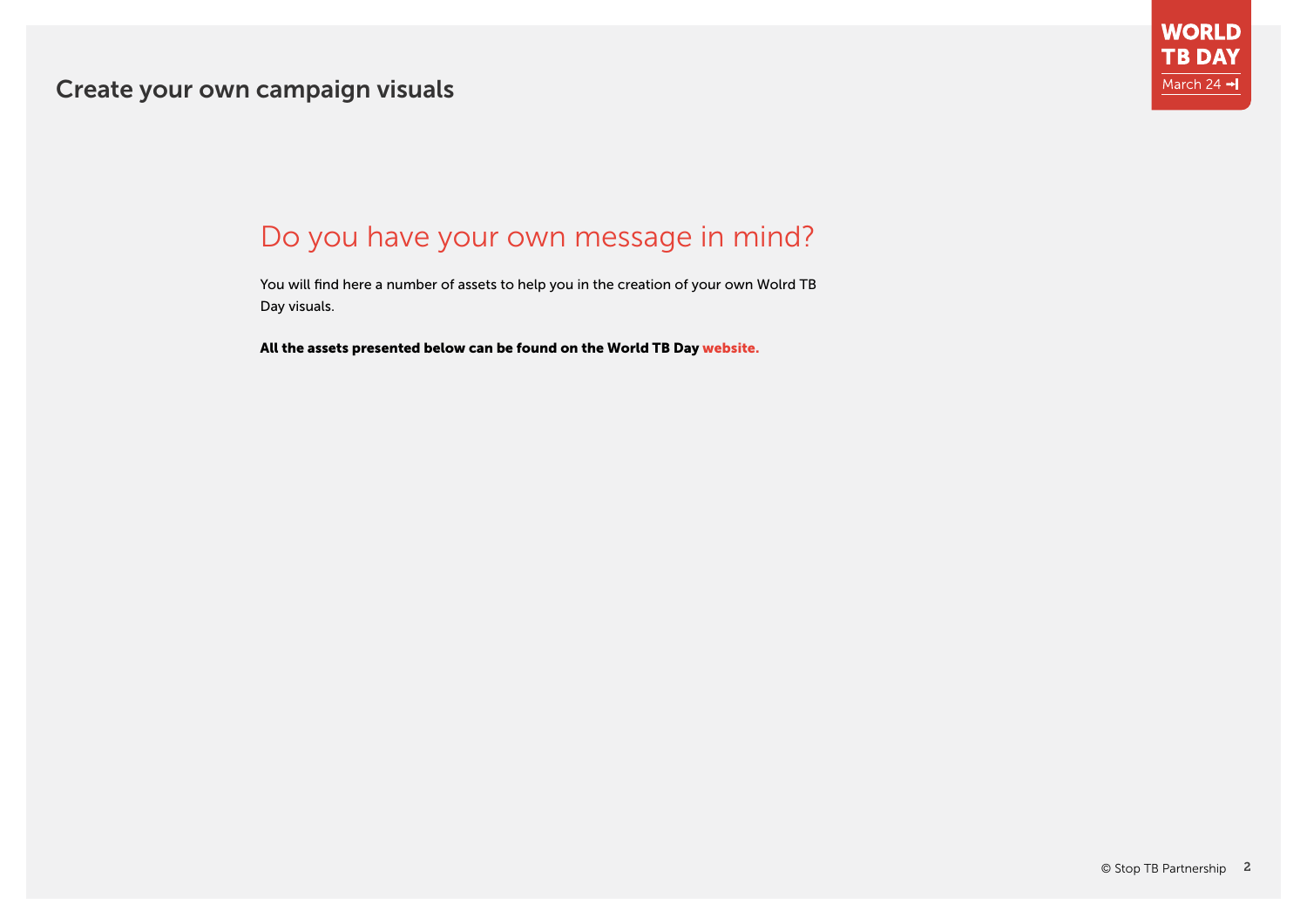## Create your own campaign visuals

# Do you have your own message in mind?

You will find here a number of assets to help you in the creation of your own Wolrd TB Day visuals.

**All the assets presented below can be found on the World TB Day website.**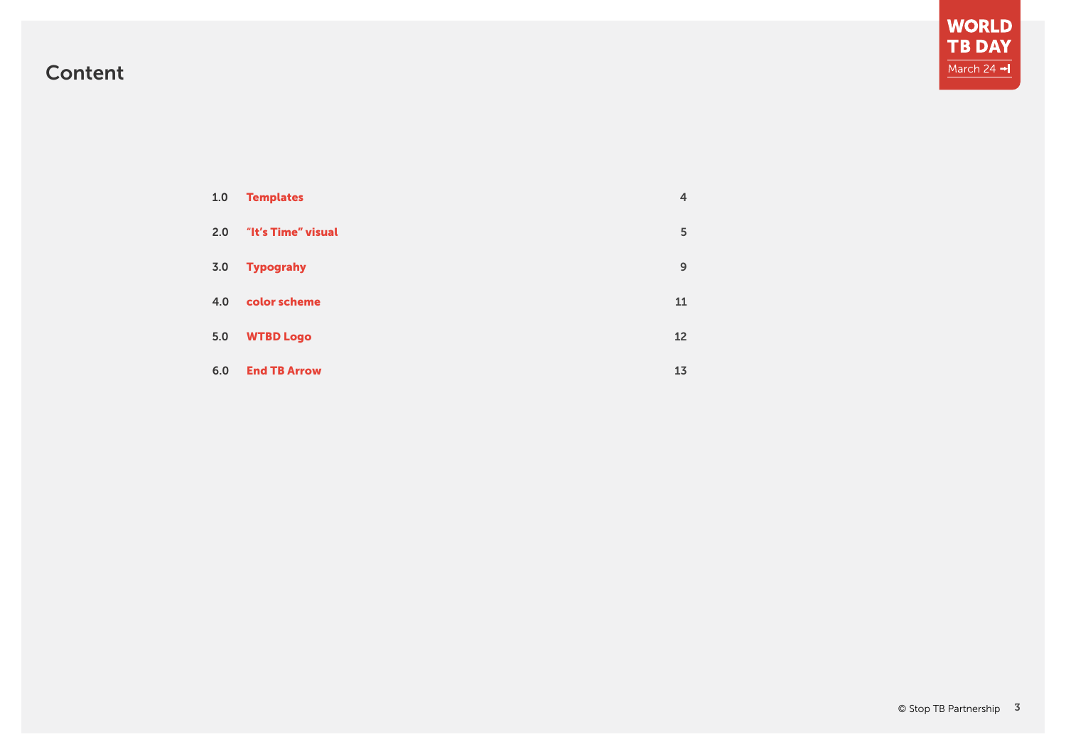# Content

| | | |
|---|---|---|
| 1.0 | **Templates** | 4 |
| 2.0 | **“It’s Time” visual** | 5 |
| 3.0 | **Typograhy** | 9 |
| 4.0 | **color scheme** | 11 |
| 5.0 | **WTBD Logo** | 12 |
| 6.0 | **End TB Arrow** | 13 |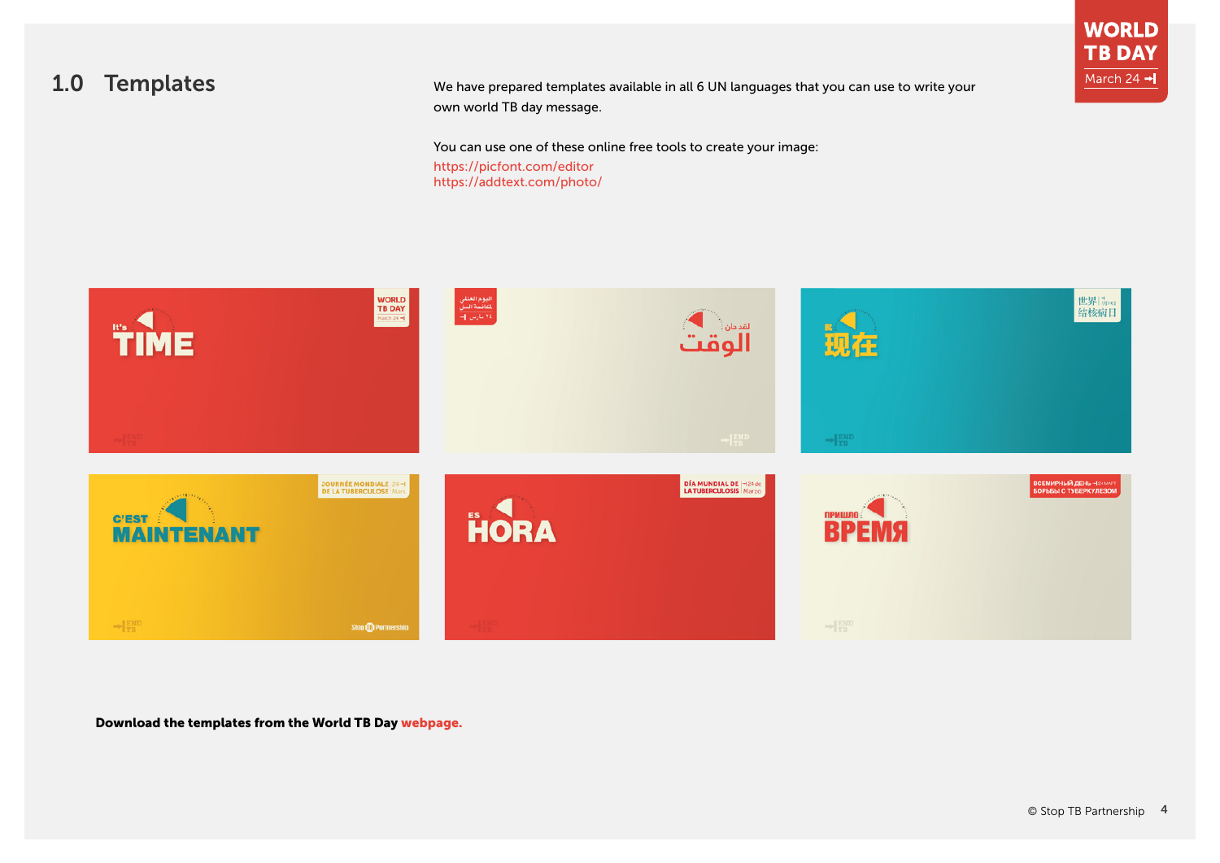## 1.0 Templates

We have prepared templates available in all 6 UN languages that you can use to write your own world TB day message.

You can use one of these online free tools to create your image:
https://picfont.com/editor
https://addtext.com/photo/

**Download the templates from the World TB Day webpage.**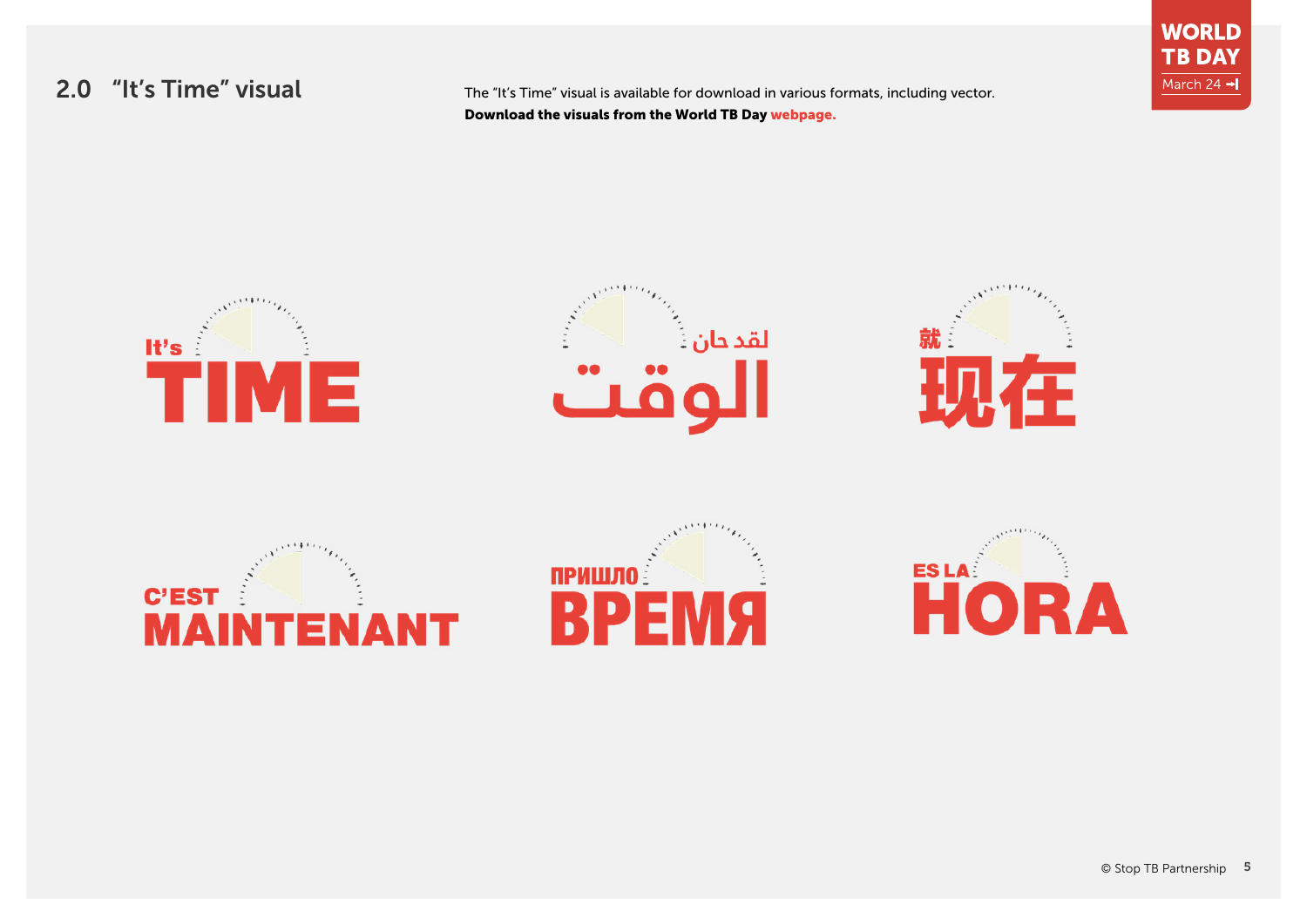## 2.0 "It's Time" visual

The "It's Time" visual is available for download in various formats, including vector.
**Download the visuals from the World TB Day webpage.**

It's TIME

لقد حان الوقت

就现在

C'EST MAINTENANT

ПРИШЛО ВРЕМЯ

ES LA HORA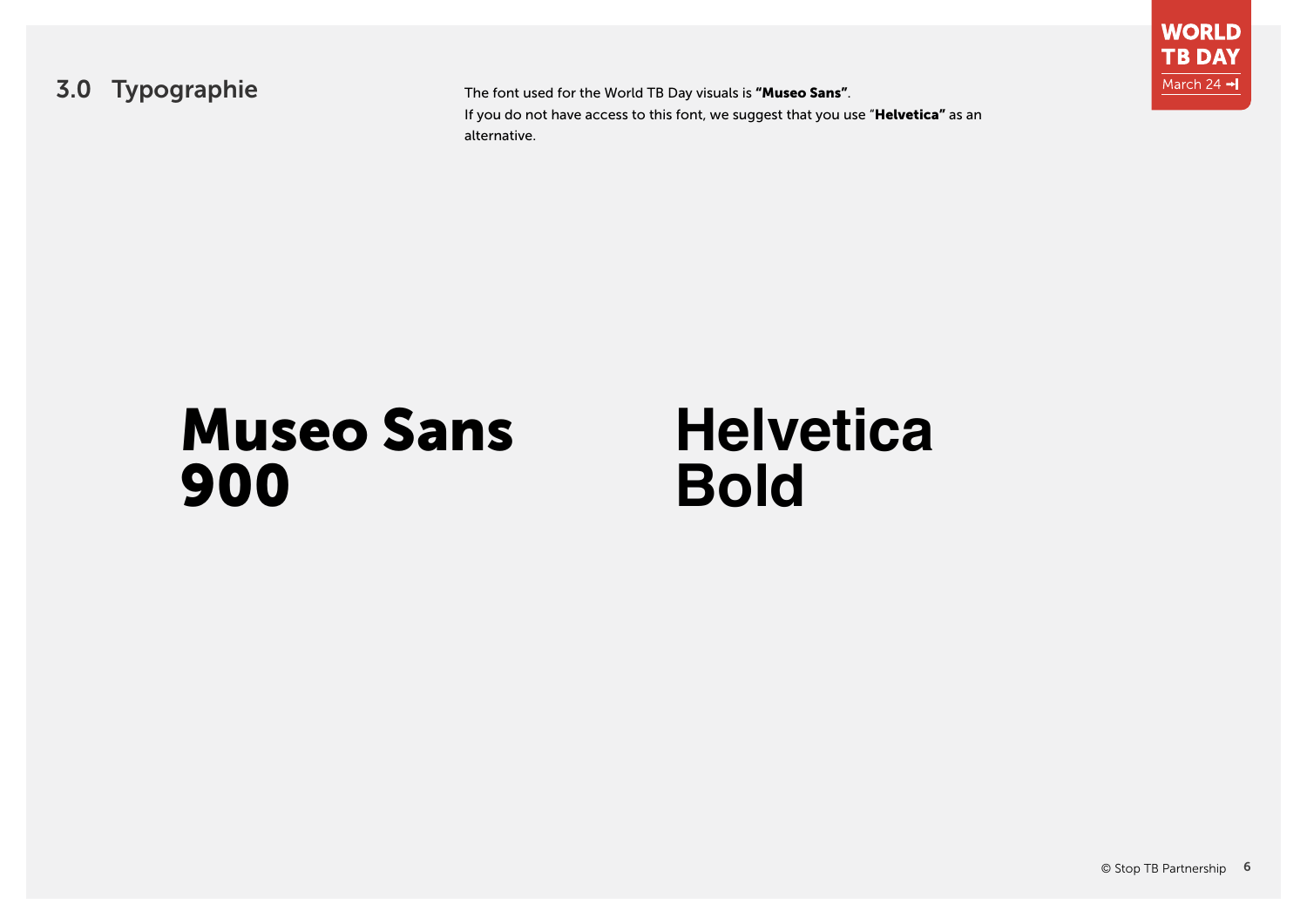## 3.0 Typographie

The font used for the World TB Day visuals is **"Museo Sans"**.
If you do not have access to this font, we suggest that you use "**Helvetica"** as an alternative.

**Museo Sans 900**

**Helvetica Bold**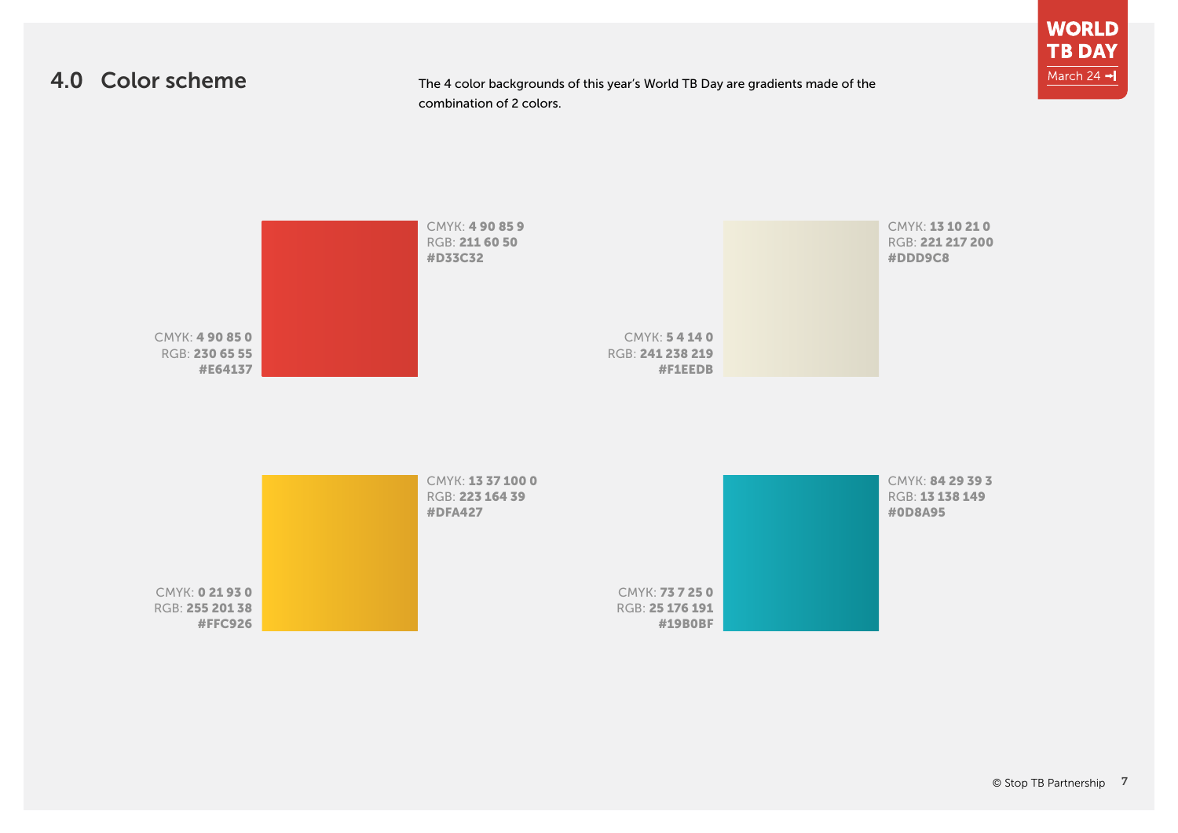## 4.0 Color scheme

The 4 color backgrounds of this year's World TB Day are gradients made of the combination of 2 colors.

CMYK: **4 90 85 0**
RGB: **230 65 55**
**#E64137**

CMYK: **4 90 85 9**
RGB: **211 60 50**
**#D33C32**

CMYK: **5 4 14 0**
RGB: **241 238 219**
**#F1EEDB**

CMYK: **13 10 21 0**
RGB: **221 217 200**
**#DDD9C8**

CMYK: **0 21 93 0**
RGB: **255 201 38**
**#FFC926**

CMYK: **13 37 100 0**
RGB: **223 164 39**
**#DFA427**

CMYK: **73 7 25 0**
RGB: **25 176 191**
**#19B0BF**

CMYK: **84 29 39 3**
RGB: **13 138 149**
**#0D8A95**

© Stop TB Partnership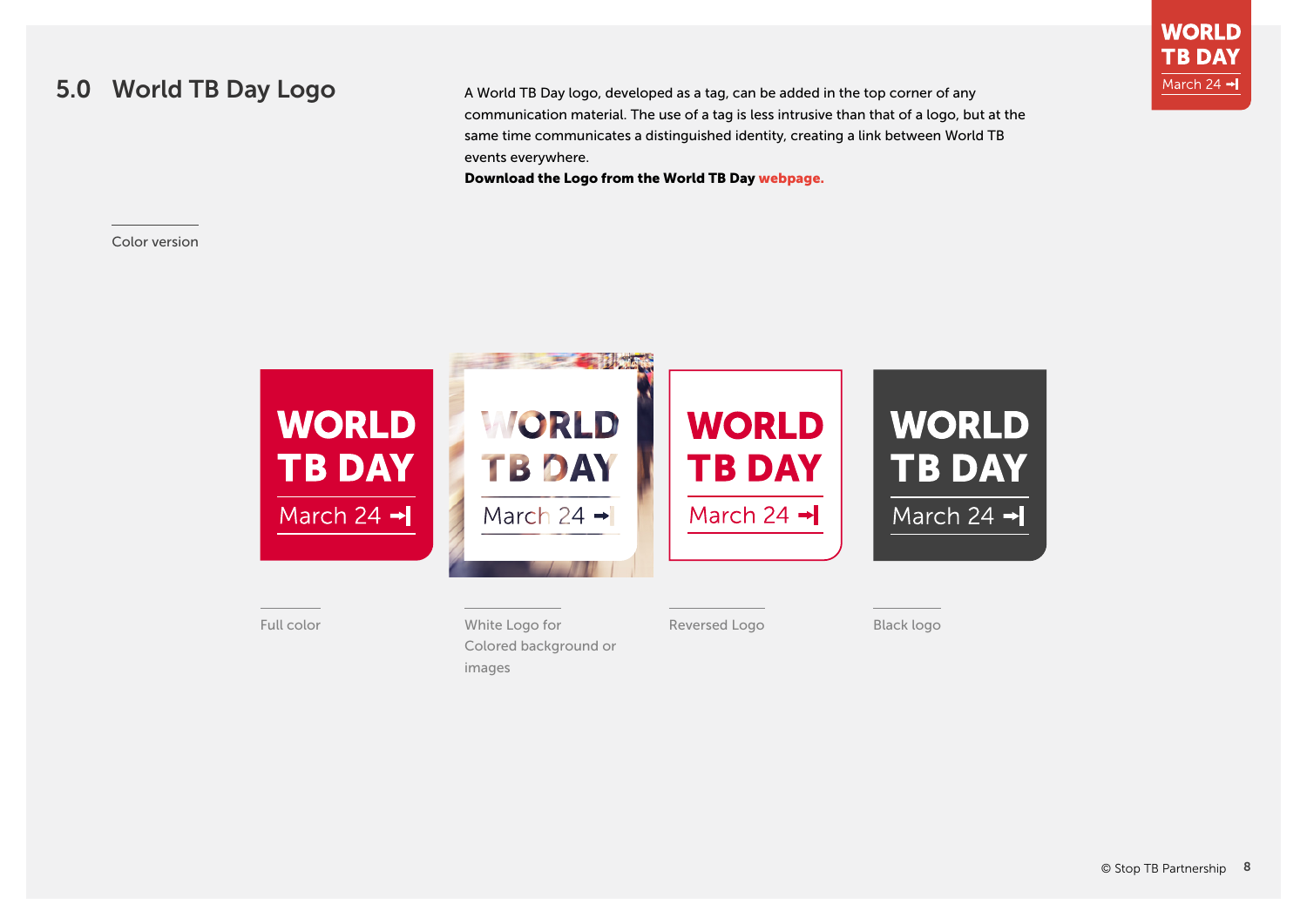## 5.0 World TB Day Logo

A World TB Day logo, developed as a tag, can be added in the top corner of any communication material. The use of a tag is less intrusive than that of a logo, but at the same time communicates a distinguished identity, creating a link between World TB events everywhere.

**Download the Logo from the World TB Day webpage.**

Color version

Full color

White Logo for Colored background or images

Reversed Logo

Black logo

© Stop TB Partnership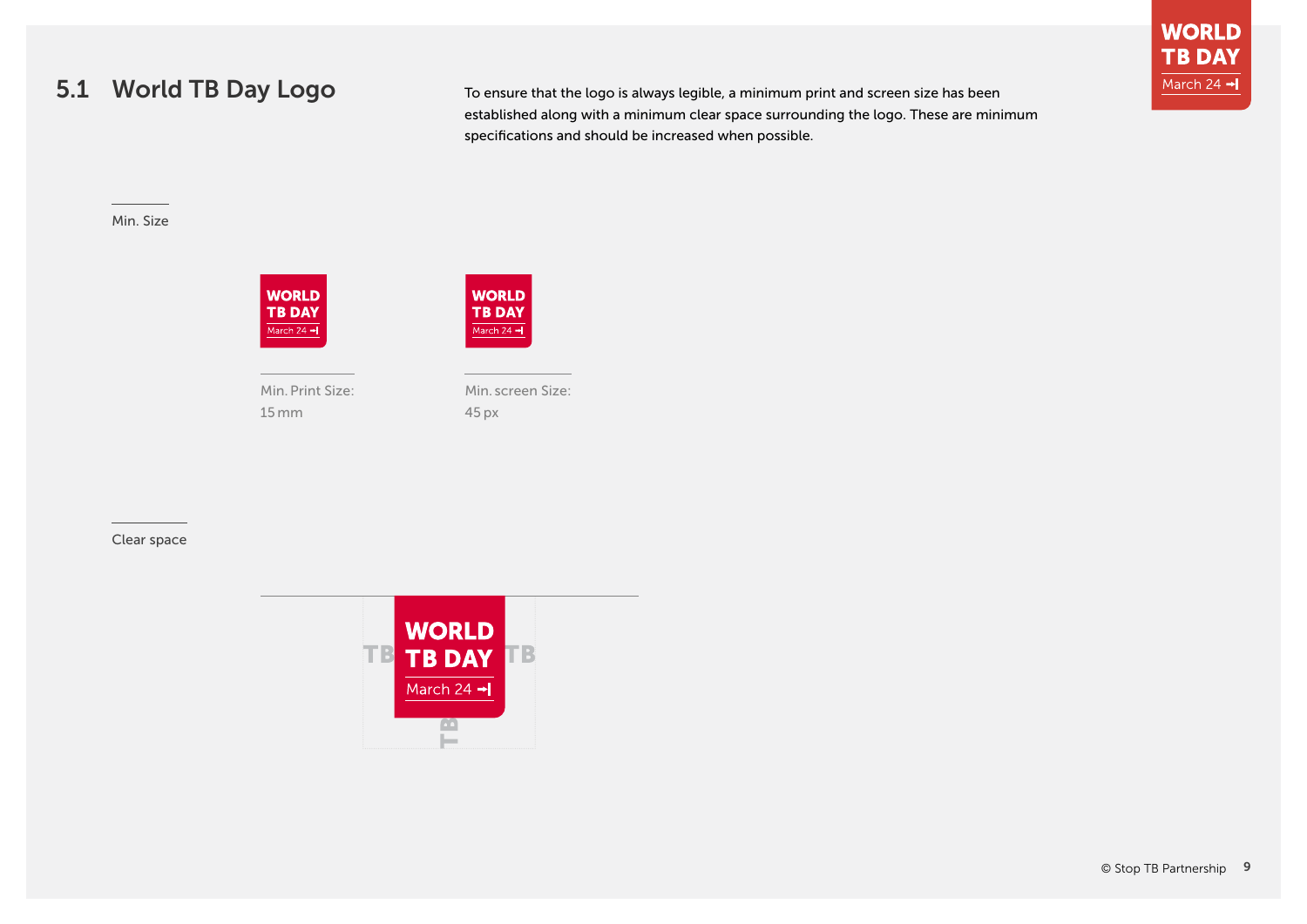## 5.1 World TB Day Logo

To ensure that the logo is always legible, a minimum print and screen size has been established along with a minimum clear space surrounding the logo. These are minimum specifications and should be increased when possible.

Min. Size

Min. Print Size:
15 mm

Min. screen Size:
45 px

Clear space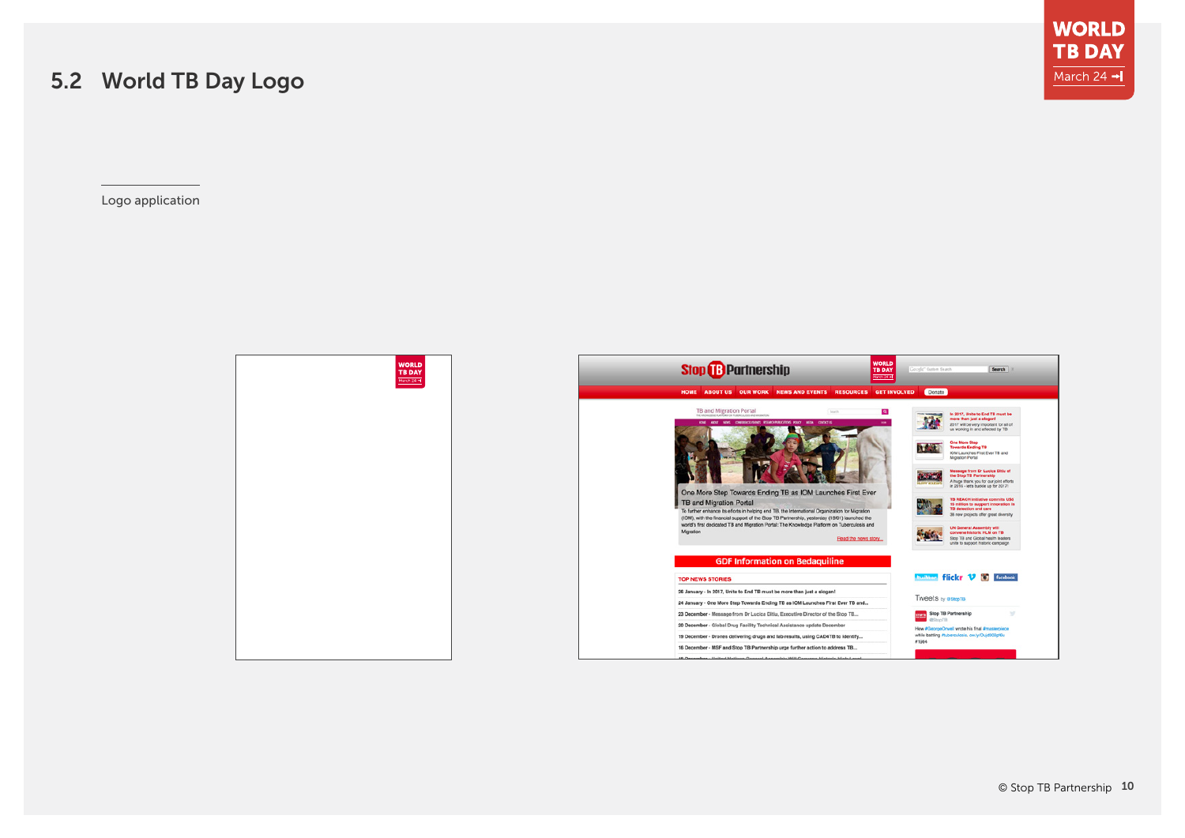## 5.2 World TB Day Logo

Logo application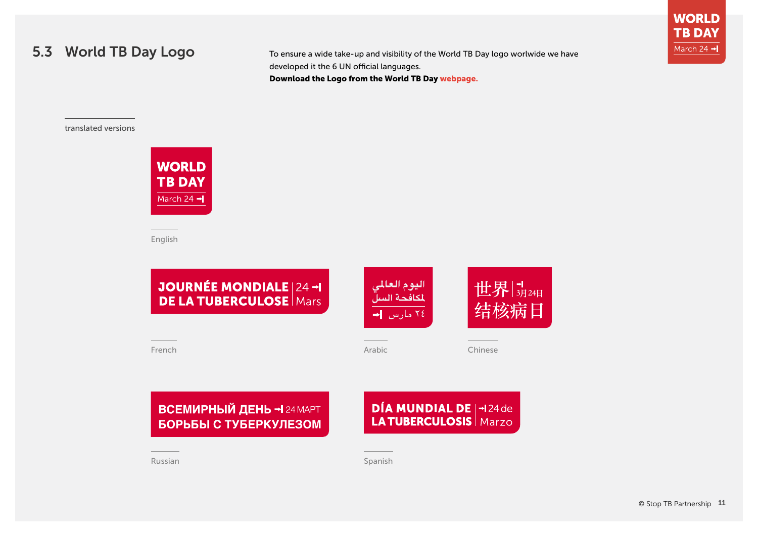## 5.3 World TB Day Logo

To ensure a wide take-up and visibility of the World TB Day logo worlwide we have developed it the 6 UN official languages.
**Download the Logo from the World TB Day webpage.**

translated versions

WORLD TB DAY March 24

English

JOURNÉE MONDIALE DE LA TUBERCULOSE 24 Mars

French

اليوم العالمي لمكافحة السل ٢٤ مارس

Arabic

世界结核病日 3月24日

Chinese

ВСЕМИРНЫЙ ДЕНЬ БОРЬБЫ С ТУБЕРКУЛЕЗОМ 24 МАРТ

Russian

DÍA MUNDIAL DE LA TUBERCULOSIS 24 de Marzo

Spanish

© Stop TB Partnership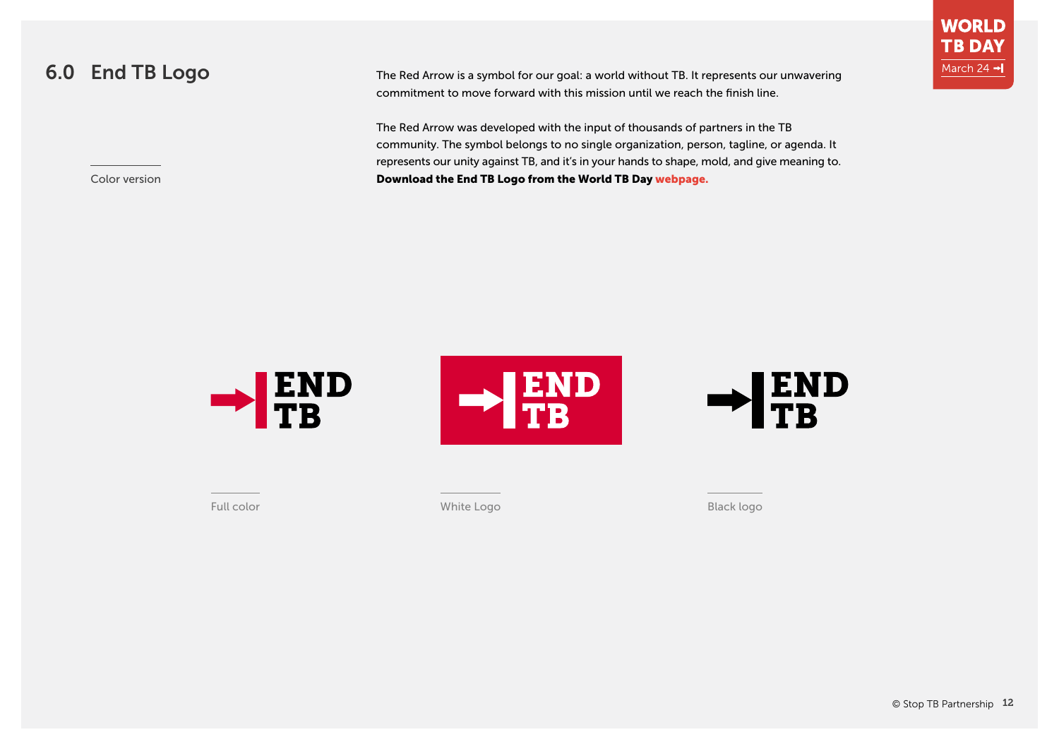# 6.0 End TB Logo

The Red Arrow is a symbol for our goal: a world without TB. It represents our unwavering commitment to move forward with this mission until we reach the finish line.

The Red Arrow was developed with the input of thousands of partners in the TB community. The symbol belongs to no single organization, person, tagline, or agenda. It represents our unity against TB, and it's in your hands to shape, mold, and give meaning to. **Download the End TB Logo from the World TB Day webpage.**

Color version

END TB

Full color

END TB

White Logo

END TB

Black logo

© Stop TB Partnership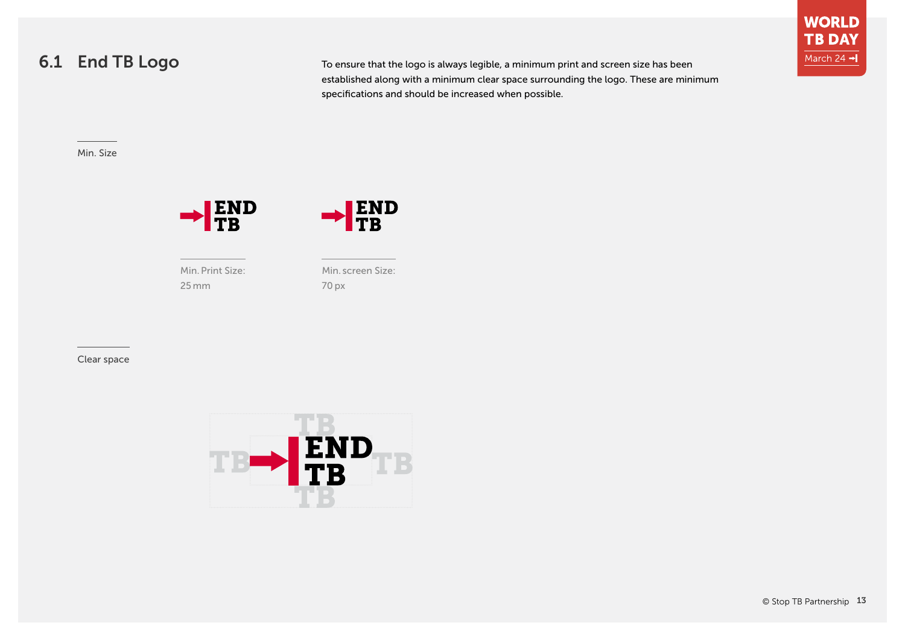## 6.1 End TB Logo

To ensure that the logo is always legible, a minimum print and screen size has been established along with a minimum clear space surrounding the logo. These are minimum specifications and should be increased when possible.

### Min. Size

Min. Print Size:
25 mm

Min. screen Size:
70 px

### Clear space